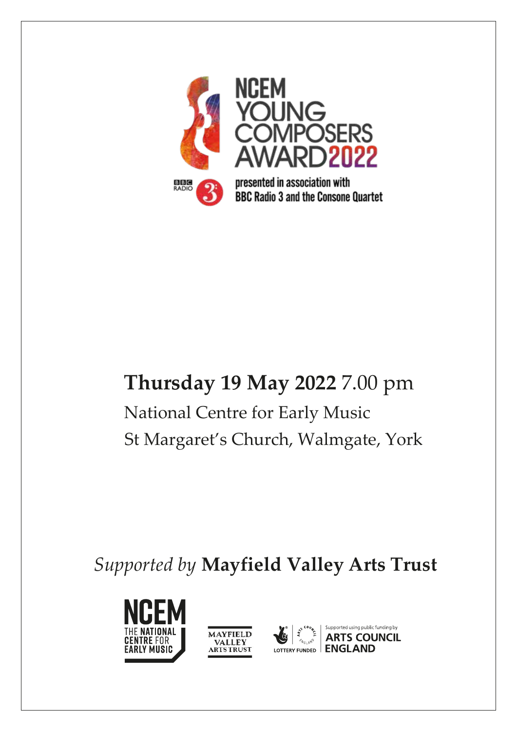# NCEM YOUNG COMPOSERS AWARD 2022

presented in association with
BBC Radio 3 and the Consone Quartet

**Thursday 19 May 2022** 7.00 pm

National Centre for Early Music
St Margaret's Church, Walmgate, York

*Supported by* **Mayfield Valley Arts Trust**

NCEM THE NATIONAL CENTRE FOR EARLY MUSIC

MAYFIELD VALLEY ARTS TRUST

LOTTERY FUNDED | Supported using public funding by ARTS COUNCIL ENGLAND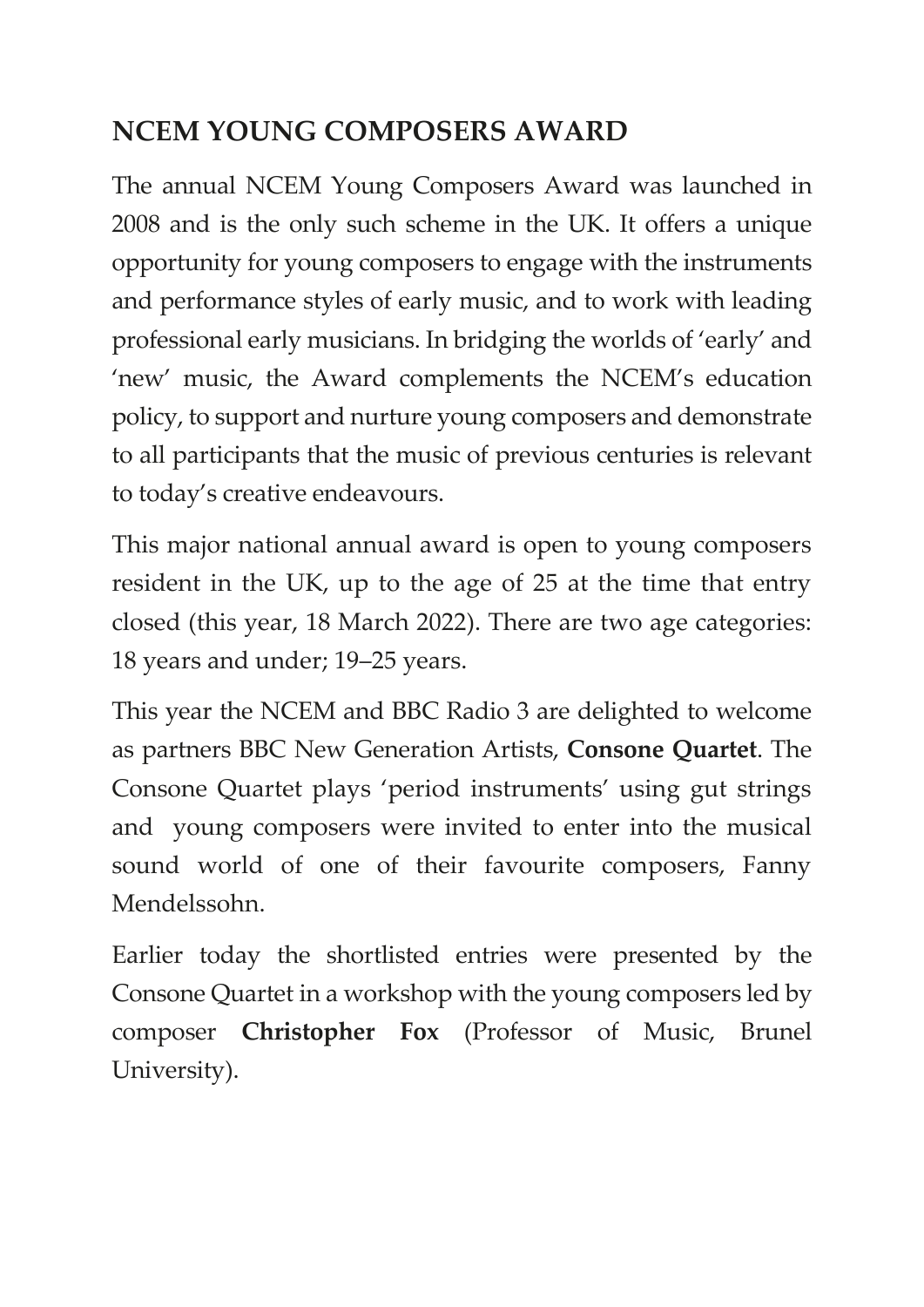## NCEM YOUNG COMPOSERS AWARD

The annual NCEM Young Composers Award was launched in 2008 and is the only such scheme in the UK. It offers a unique opportunity for young composers to engage with the instruments and performance styles of early music, and to work with leading professional early musicians. In bridging the worlds of 'early' and 'new' music, the Award complements the NCEM's education policy, to support and nurture young composers and demonstrate to all participants that the music of previous centuries is relevant to today's creative endeavours.

This major national annual award is open to young composers resident in the UK, up to the age of 25 at the time that entry closed (this year, 18 March 2022). There are two age categories: 18 years and under; 19–25 years.

This year the NCEM and BBC Radio 3 are delighted to welcome as partners BBC New Generation Artists, **Consone Quartet**. The Consone Quartet plays 'period instruments' using gut strings and young composers were invited to enter into the musical sound world of one of their favourite composers, Fanny Mendelssohn.

Earlier today the shortlisted entries were presented by the Consone Quartet in a workshop with the young composers led by composer **Christopher Fox** (Professor of Music, Brunel University).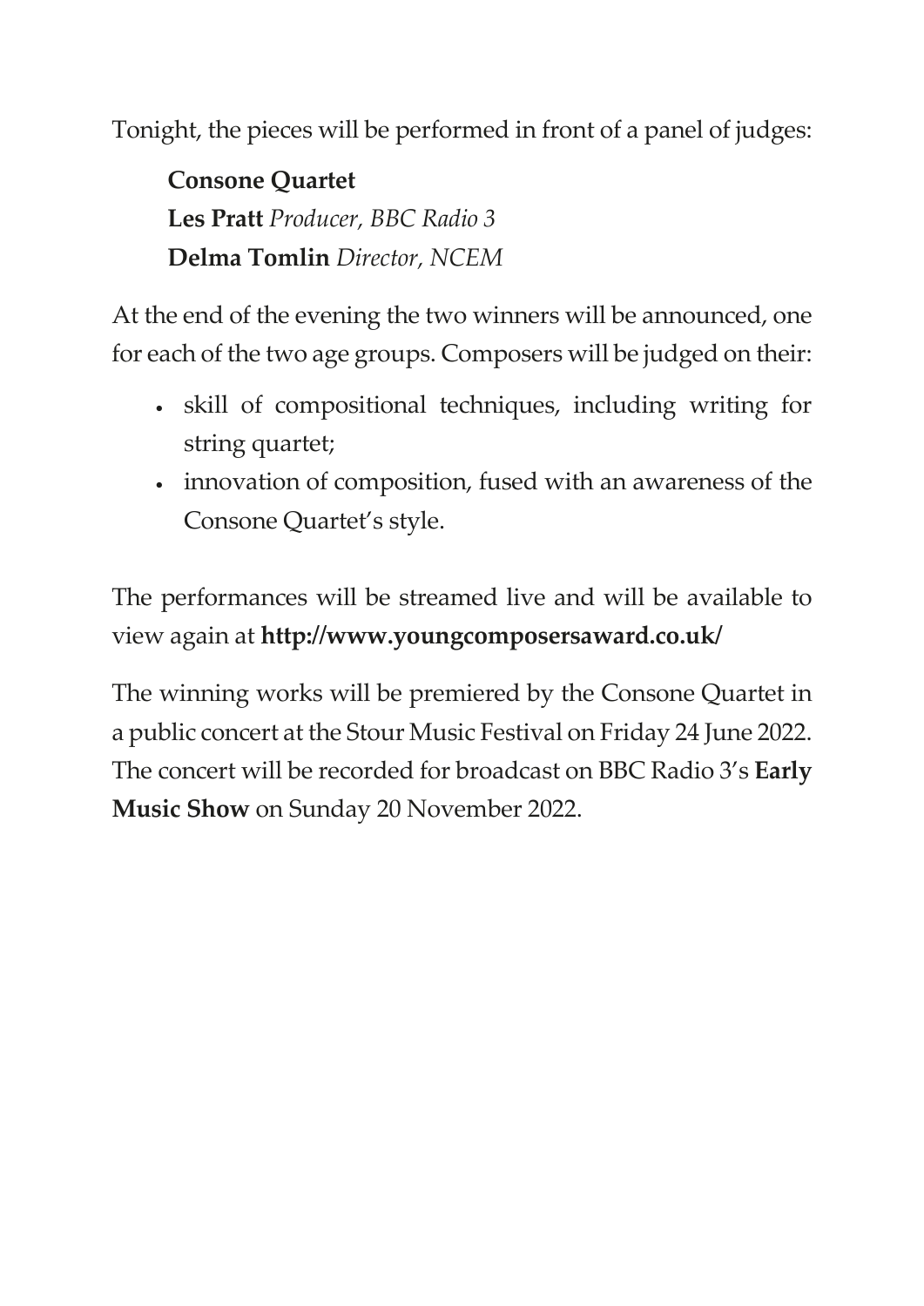Tonight, the pieces will be performed in front of a panel of judges:

**Consone Quartet**  
**Les Pratt** *Producer, BBC Radio 3*  
**Delma Tomlin** *Director, NCEM*

At the end of the evening the two winners will be announced, one for each of the two age groups. Composers will be judged on their:

- skill of compositional techniques, including writing for string quartet;
- innovation of composition, fused with an awareness of the Consone Quartet's style.

The performances will be streamed live and will be available to view again at **http://www.youngcomposersaward.co.uk/**

The winning works will be premiered by the Consone Quartet in a public concert at the Stour Music Festival on Friday 24 June 2022. The concert will be recorded for broadcast on BBC Radio 3's **Early Music Show** on Sunday 20 November 2022.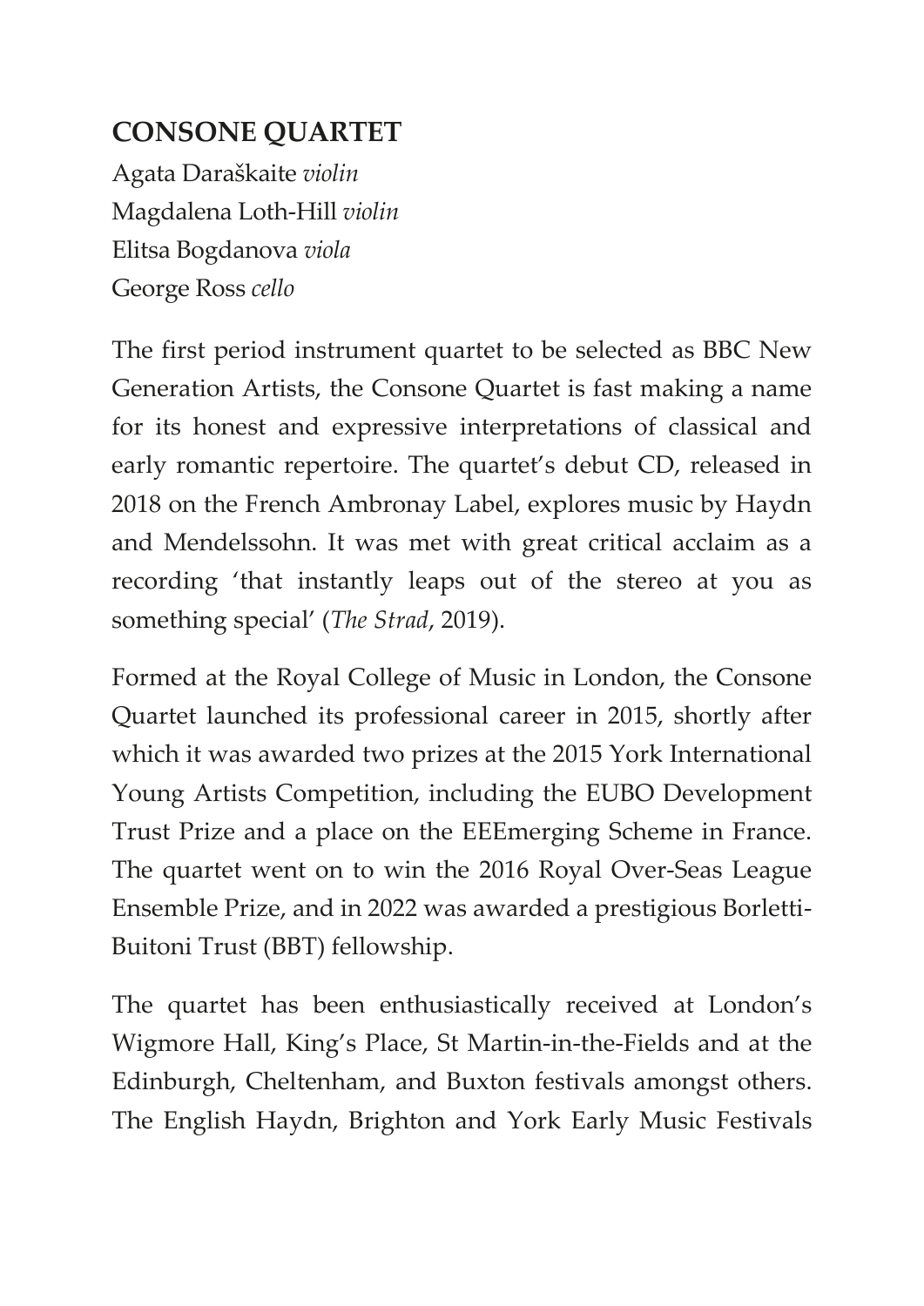## CONSONE QUARTET

Agata Daraškaite *violin*
Magdalena Loth-Hill *violin*
Elitsa Bogdanova *viola*
George Ross *cello*

The first period instrument quartet to be selected as BBC New Generation Artists, the Consone Quartet is fast making a name for its honest and expressive interpretations of classical and early romantic repertoire. The quartet's debut CD, released in 2018 on the French Ambronay Label, explores music by Haydn and Mendelssohn. It was met with great critical acclaim as a recording 'that instantly leaps out of the stereo at you as something special' (*The Strad*, 2019).

Formed at the Royal College of Music in London, the Consone Quartet launched its professional career in 2015, shortly after which it was awarded two prizes at the 2015 York International Young Artists Competition, including the EUBO Development Trust Prize and a place on the EEEmerging Scheme in France. The quartet went on to win the 2016 Royal Over-Seas League Ensemble Prize, and in 2022 was awarded a prestigious Borletti-Buitoni Trust (BBT) fellowship.

The quartet has been enthusiastically received at London's Wigmore Hall, King's Place, St Martin-in-the-Fields and at the Edinburgh, Cheltenham, and Buxton festivals amongst others. The English Haydn, Brighton and York Early Music Festivals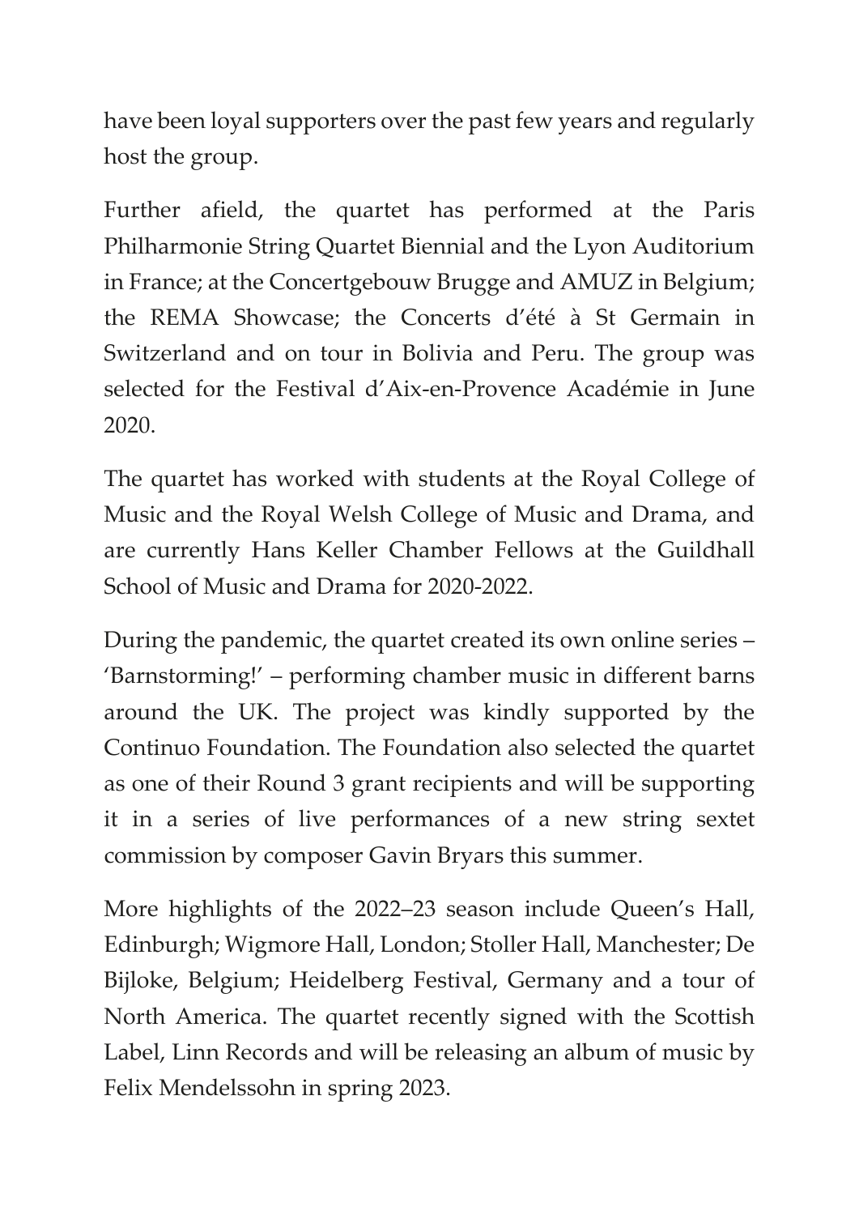have been loyal supporters over the past few years and regularly host the group.

Further afield, the quartet has performed at the Paris Philharmonie String Quartet Biennial and the Lyon Auditorium in France; at the Concertgebouw Brugge and AMUZ in Belgium; the REMA Showcase; the Concerts d'été à St Germain in Switzerland and on tour in Bolivia and Peru. The group was selected for the Festival d'Aix-en-Provence Académie in June 2020.

The quartet has worked with students at the Royal College of Music and the Royal Welsh College of Music and Drama, and are currently Hans Keller Chamber Fellows at the Guildhall School of Music and Drama for 2020-2022.

During the pandemic, the quartet created its own online series – 'Barnstorming!' – performing chamber music in different barns around the UK. The project was kindly supported by the Continuo Foundation. The Foundation also selected the quartet as one of their Round 3 grant recipients and will be supporting it in a series of live performances of a new string sextet commission by composer Gavin Bryars this summer.

More highlights of the 2022–23 season include Queen's Hall, Edinburgh; Wigmore Hall, London; Stoller Hall, Manchester; De Bijloke, Belgium; Heidelberg Festival, Germany and a tour of North America. The quartet recently signed with the Scottish Label, Linn Records and will be releasing an album of music by Felix Mendelssohn in spring 2023.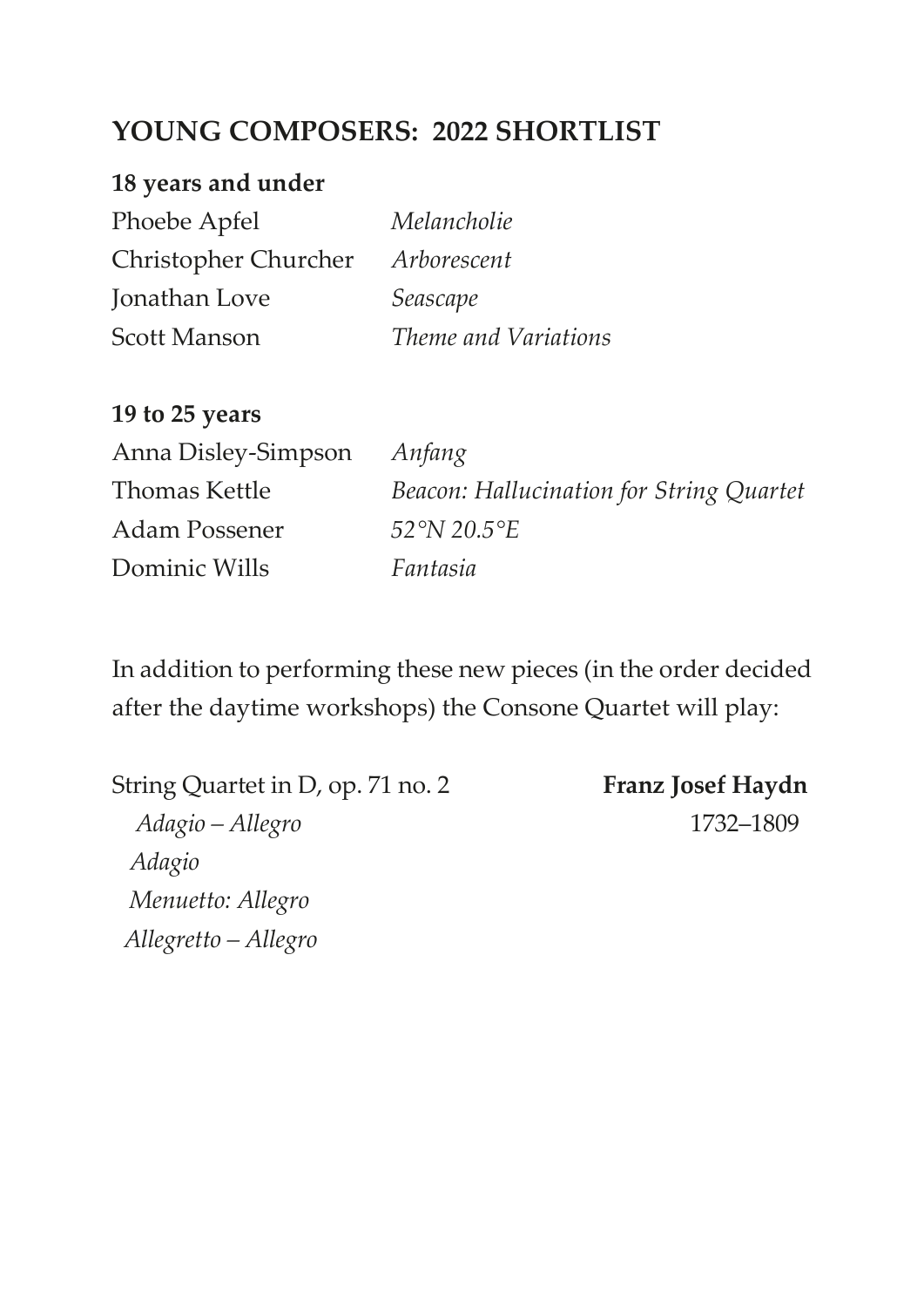## YOUNG COMPOSERS: 2022 SHORTLIST

**18 years and under**

| | |
|---|---|
| Phoebe Apfel | *Melancholie* |
| Christopher Churcher | *Arborescent* |
| Jonathan Love | *Seascape* |
| Scott Manson | *Theme and Variations* |

**19 to 25 years**

| | |
|---|---|
| Anna Disley-Simpson | *Anfang* |
| Thomas Kettle | *Beacon: Hallucination for String Quartet* |
| Adam Possener | *52°N 20.5°E* |
| Dominic Wills | *Fantasia* |

In addition to performing these new pieces (in the order decided after the daytime workshops) the Consone Quartet will play:

String Quartet in D, op. 71 no. 2 — **Franz Josef Haydn** 1732–1809

*Adagio – Allegro*
*Adagio*
*Menuetto: Allegro*
*Allegretto – Allegro*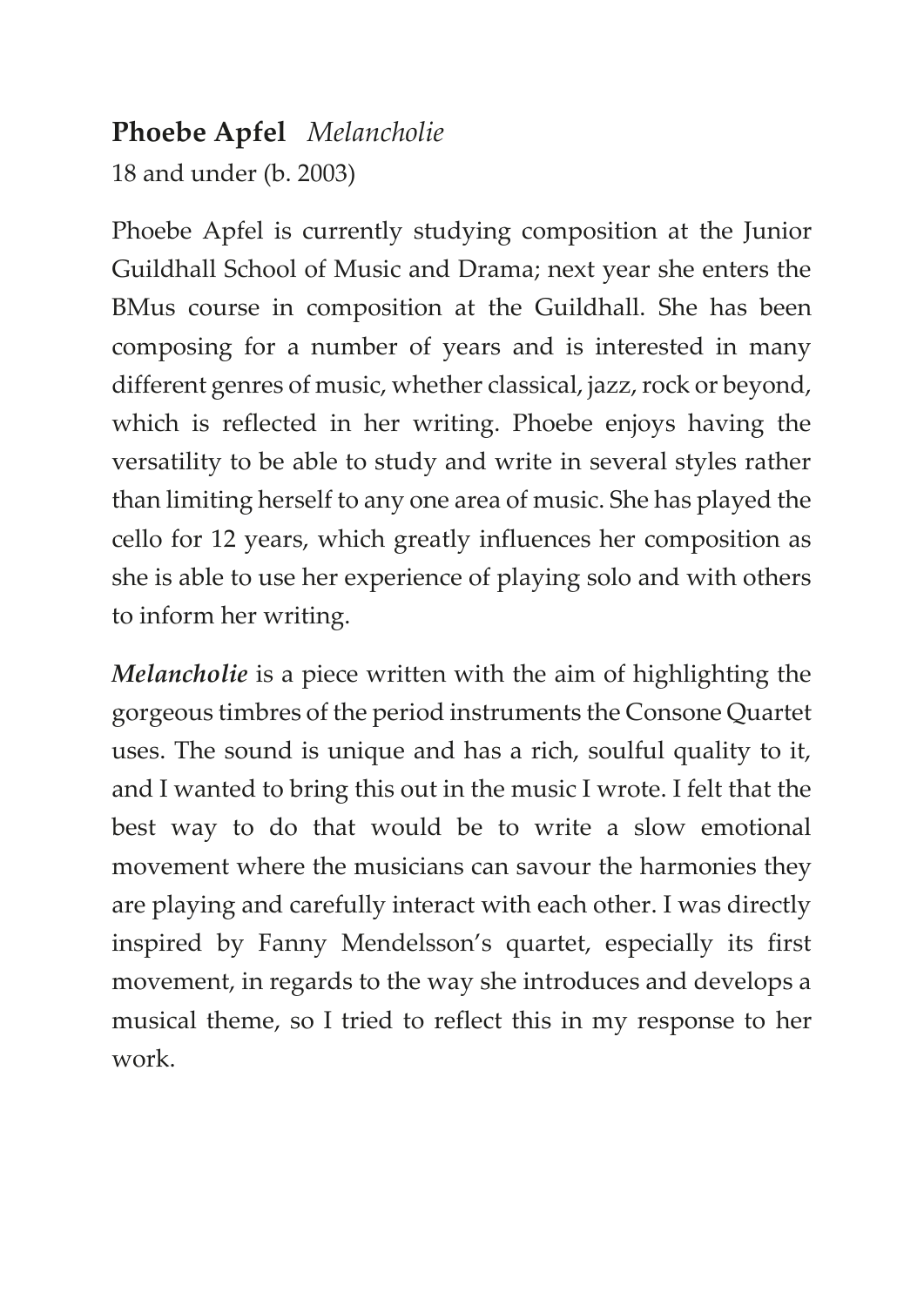## **Phoebe Apfel** *Melancholie*

18 and under (b. 2003)

Phoebe Apfel is currently studying composition at the Junior Guildhall School of Music and Drama; next year she enters the BMus course in composition at the Guildhall. She has been composing for a number of years and is interested in many different genres of music, whether classical, jazz, rock or beyond, which is reflected in her writing. Phoebe enjoys having the versatility to be able to study and write in several styles rather than limiting herself to any one area of music. She has played the cello for 12 years, which greatly influences her composition as she is able to use her experience of playing solo and with others to inform her writing.

***Melancholie*** is a piece written with the aim of highlighting the gorgeous timbres of the period instruments the Consone Quartet uses. The sound is unique and has a rich, soulful quality to it, and I wanted to bring this out in the music I wrote. I felt that the best way to do that would be to write a slow emotional movement where the musicians can savour the harmonies they are playing and carefully interact with each other. I was directly inspired by Fanny Mendelsson's quartet, especially its first movement, in regards to the way she introduces and develops a musical theme, so I tried to reflect this in my response to her work.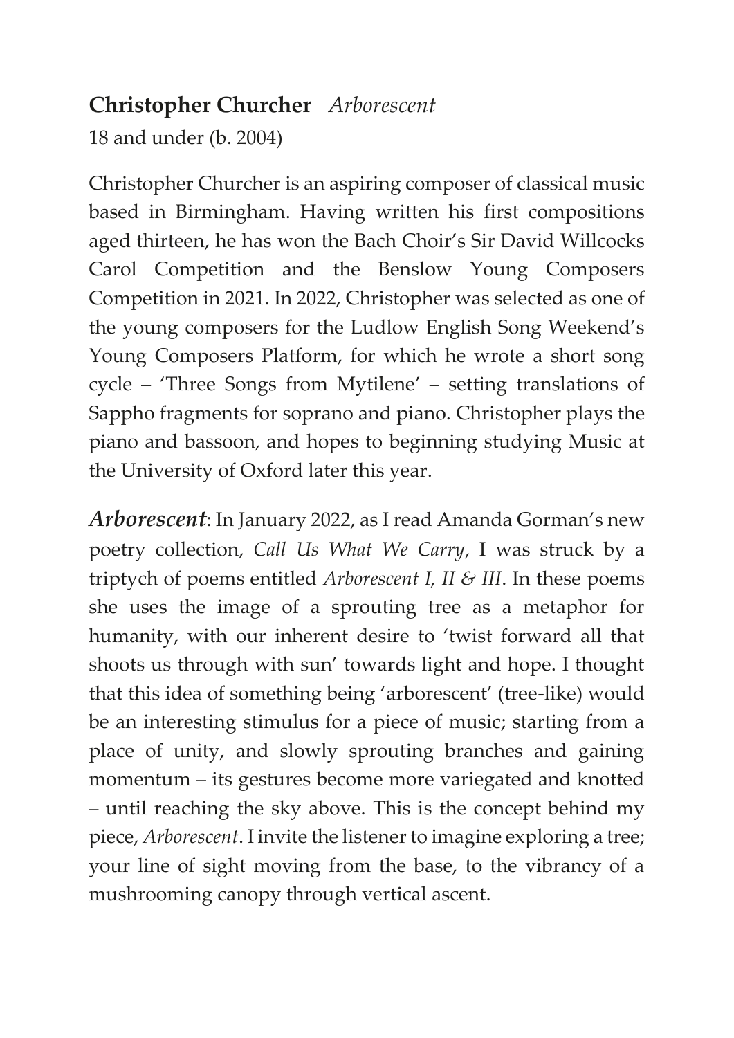**Christopher Churcher** *Arborescent*

18 and under (b. 2004)

Christopher Churcher is an aspiring composer of classical music based in Birmingham. Having written his first compositions aged thirteen, he has won the Bach Choir's Sir David Willcocks Carol Competition and the Benslow Young Composers Competition in 2021. In 2022, Christopher was selected as one of the young composers for the Ludlow English Song Weekend's Young Composers Platform, for which he wrote a short song cycle – 'Three Songs from Mytilene' – setting translations of Sappho fragments for soprano and piano. Christopher plays the piano and bassoon, and hopes to beginning studying Music at the University of Oxford later this year.

***Arborescent***: In January 2022, as I read Amanda Gorman's new poetry collection, *Call Us What We Carry*, I was struck by a triptych of poems entitled *Arborescent I, II & III*. In these poems she uses the image of a sprouting tree as a metaphor for humanity, with our inherent desire to 'twist forward all that shoots us through with sun' towards light and hope. I thought that this idea of something being 'arborescent' (tree-like) would be an interesting stimulus for a piece of music; starting from a place of unity, and slowly sprouting branches and gaining momentum – its gestures become more variegated and knotted – until reaching the sky above. This is the concept behind my piece, *Arborescent*. I invite the listener to imagine exploring a tree; your line of sight moving from the base, to the vibrancy of a mushrooming canopy through vertical ascent.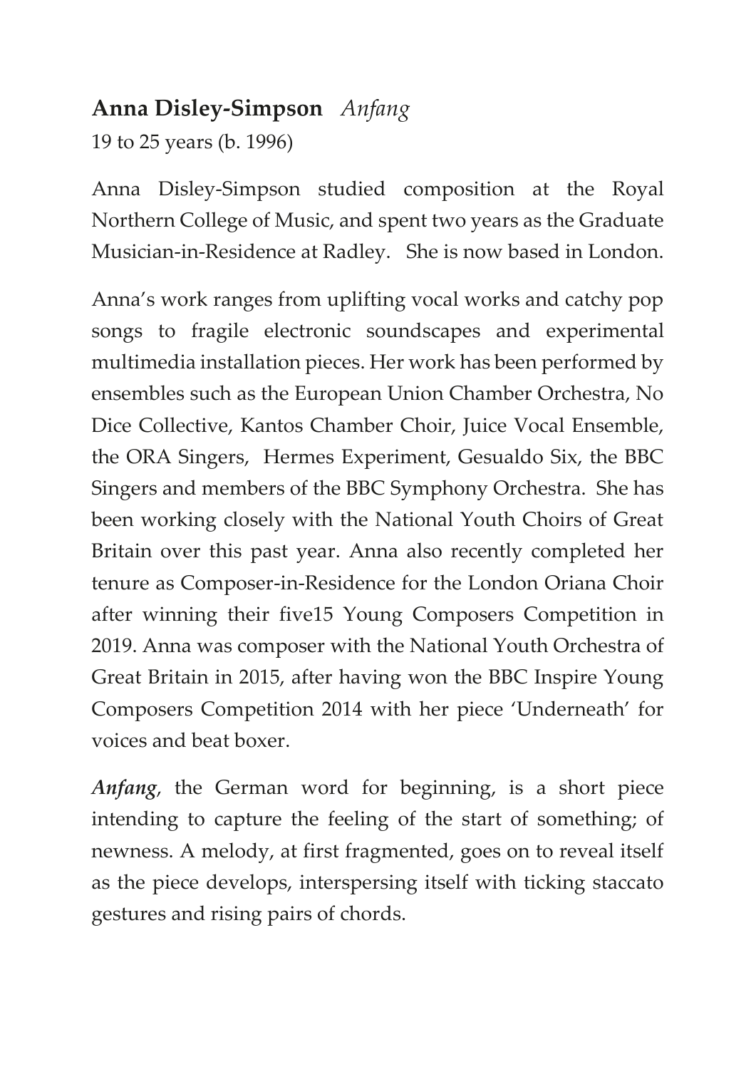## **Anna Disley-Simpson** *Anfang*

19 to 25 years (b. 1996)

Anna Disley-Simpson studied composition at the Royal Northern College of Music, and spent two years as the Graduate Musician-in-Residence at Radley. She is now based in London.

Anna's work ranges from uplifting vocal works and catchy pop songs to fragile electronic soundscapes and experimental multimedia installation pieces. Her work has been performed by ensembles such as the European Union Chamber Orchestra, No Dice Collective, Kantos Chamber Choir, Juice Vocal Ensemble, the ORA Singers, Hermes Experiment, Gesualdo Six, the BBC Singers and members of the BBC Symphony Orchestra. She has been working closely with the National Youth Choirs of Great Britain over this past year. Anna also recently completed her tenure as Composer-in-Residence for the London Oriana Choir after winning their five15 Young Composers Competition in 2019. Anna was composer with the National Youth Orchestra of Great Britain in 2015, after having won the BBC Inspire Young Composers Competition 2014 with her piece 'Underneath' for voices and beat boxer.

***Anfang***, the German word for beginning, is a short piece intending to capture the feeling of the start of something; of newness. A melody, at first fragmented, goes on to reveal itself as the piece develops, interspersing itself with ticking staccato gestures and rising pairs of chords.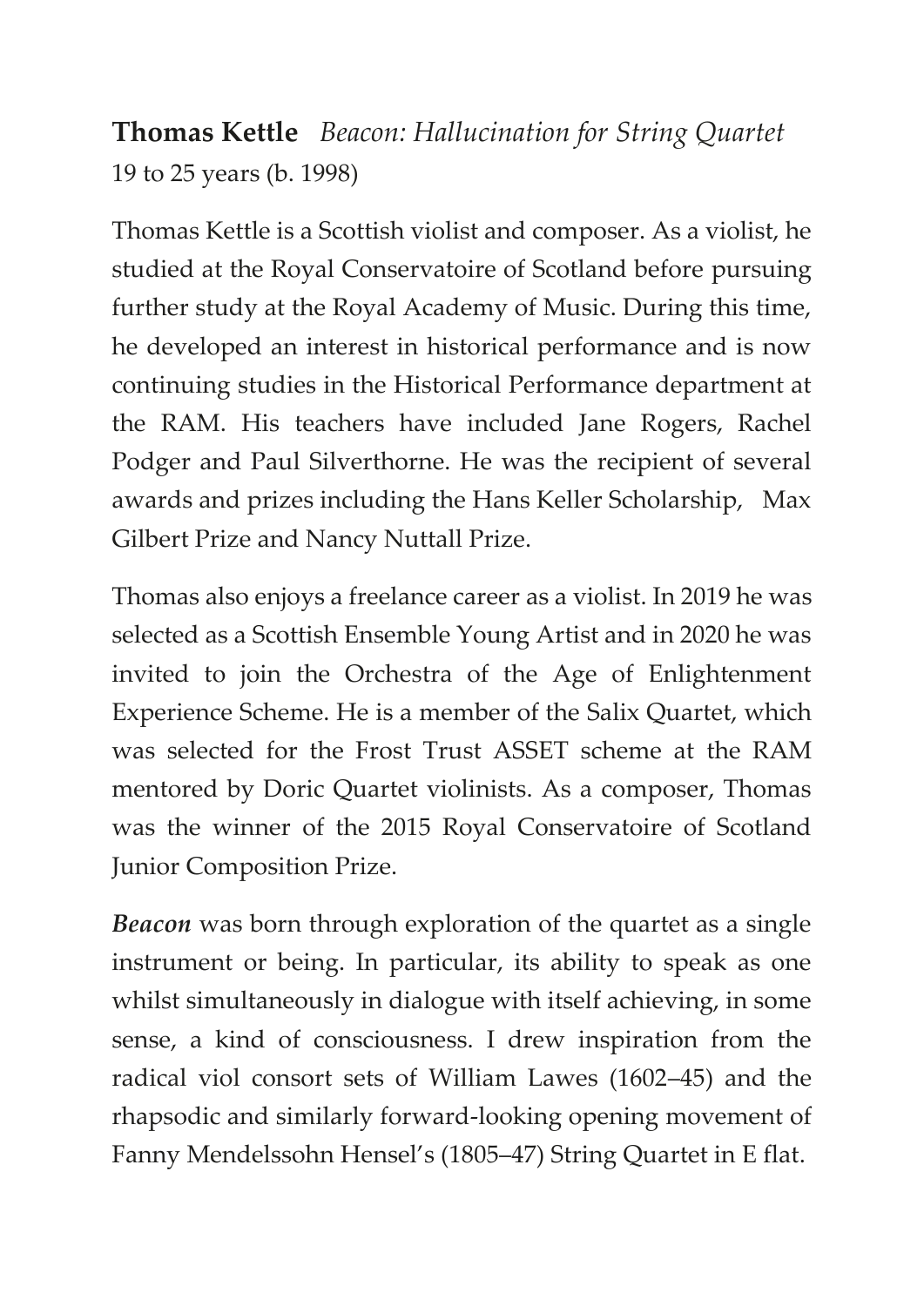**Thomas Kettle** *Beacon: Hallucination for String Quartet*
19 to 25 years (b. 1998)

Thomas Kettle is a Scottish violist and composer. As a violist, he studied at the Royal Conservatoire of Scotland before pursuing further study at the Royal Academy of Music. During this time, he developed an interest in historical performance and is now continuing studies in the Historical Performance department at the RAM. His teachers have included Jane Rogers, Rachel Podger and Paul Silverthorne. He was the recipient of several awards and prizes including the Hans Keller Scholarship, Max Gilbert Prize and Nancy Nuttall Prize.

Thomas also enjoys a freelance career as a violist. In 2019 he was selected as a Scottish Ensemble Young Artist and in 2020 he was invited to join the Orchestra of the Age of Enlightenment Experience Scheme. He is a member of the Salix Quartet, which was selected for the Frost Trust ASSET scheme at the RAM mentored by Doric Quartet violinists. As a composer, Thomas was the winner of the 2015 Royal Conservatoire of Scotland Junior Composition Prize.

***Beacon*** was born through exploration of the quartet as a single instrument or being. In particular, its ability to speak as one whilst simultaneously in dialogue with itself achieving, in some sense, a kind of consciousness. I drew inspiration from the radical viol consort sets of William Lawes (1602–45) and the rhapsodic and similarly forward-looking opening movement of Fanny Mendelssohn Hensel's (1805–47) String Quartet in E flat.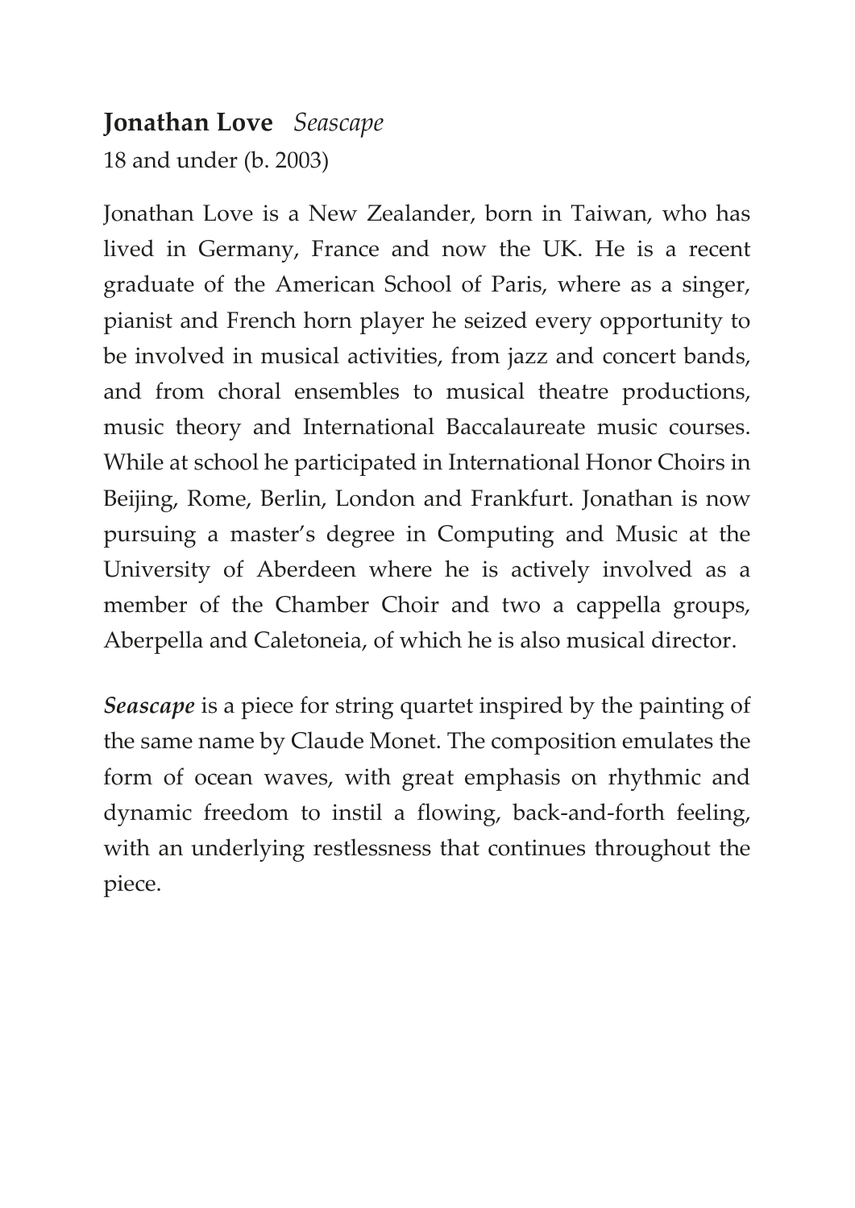## **Jonathan Love** *Seascape*

18 and under (b. 2003)

Jonathan Love is a New Zealander, born in Taiwan, who has lived in Germany, France and now the UK. He is a recent graduate of the American School of Paris, where as a singer, pianist and French horn player he seized every opportunity to be involved in musical activities, from jazz and concert bands, and from choral ensembles to musical theatre productions, music theory and International Baccalaureate music courses. While at school he participated in International Honor Choirs in Beijing, Rome, Berlin, London and Frankfurt. Jonathan is now pursuing a master's degree in Computing and Music at the University of Aberdeen where he is actively involved as a member of the Chamber Choir and two a cappella groups, Aberpella and Caletoneia, of which he is also musical director.

***Seascape*** is a piece for string quartet inspired by the painting of the same name by Claude Monet. The composition emulates the form of ocean waves, with great emphasis on rhythmic and dynamic freedom to instil a flowing, back-and-forth feeling, with an underlying restlessness that continues throughout the piece.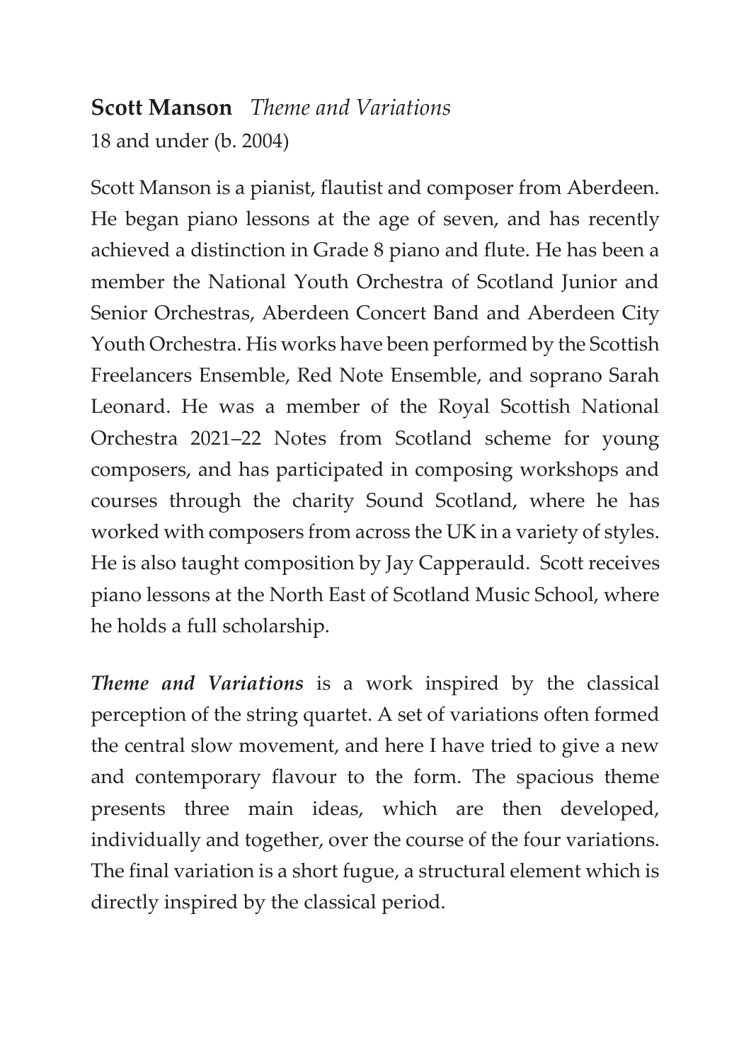**Scott Manson** *Theme and Variations*

18 and under (b. 2004)

Scott Manson is a pianist, flautist and composer from Aberdeen. He began piano lessons at the age of seven, and has recently achieved a distinction in Grade 8 piano and flute. He has been a member the National Youth Orchestra of Scotland Junior and Senior Orchestras, Aberdeen Concert Band and Aberdeen City Youth Orchestra. His works have been performed by the Scottish Freelancers Ensemble, Red Note Ensemble, and soprano Sarah Leonard. He was a member of the Royal Scottish National Orchestra 2021–22 Notes from Scotland scheme for young composers, and has participated in composing workshops and courses through the charity Sound Scotland, where he has worked with composers from across the UK in a variety of styles. He is also taught composition by Jay Capperauld. Scott receives piano lessons at the North East of Scotland Music School, where he holds a full scholarship.

***Theme and Variations*** is a work inspired by the classical perception of the string quartet. A set of variations often formed the central slow movement, and here I have tried to give a new and contemporary flavour to the form. The spacious theme presents three main ideas, which are then developed, individually and together, over the course of the four variations. The final variation is a short fugue, a structural element which is directly inspired by the classical period.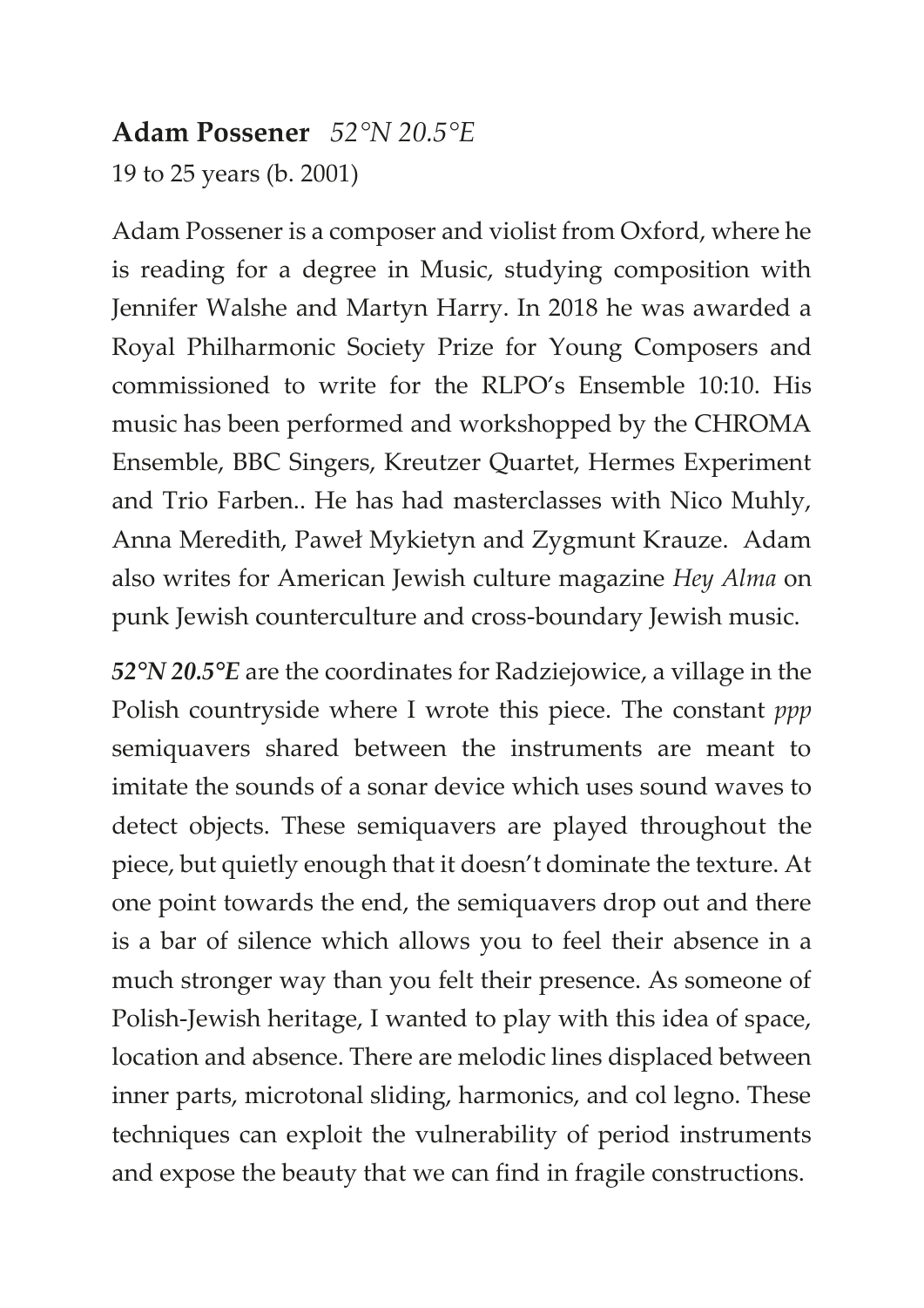**Adam Possener** *52°N 20.5°E*

19 to 25 years (b. 2001)

Adam Possener is a composer and violist from Oxford, where he is reading for a degree in Music, studying composition with Jennifer Walshe and Martyn Harry. In 2018 he was awarded a Royal Philharmonic Society Prize for Young Composers and commissioned to write for the RLPO's Ensemble 10:10. His music has been performed and workshopped by the CHROMA Ensemble, BBC Singers, Kreutzer Quartet, Hermes Experiment and Trio Farben.. He has had masterclasses with Nico Muhly, Anna Meredith, Paweł Mykietyn and Zygmunt Krauze. Adam also writes for American Jewish culture magazine *Hey Alma* on punk Jewish counterculture and cross-boundary Jewish music.

***52°N 20.5°E*** are the coordinates for Radziejowice, a village in the Polish countryside where I wrote this piece. The constant *ppp* semiquavers shared between the instruments are meant to imitate the sounds of a sonar device which uses sound waves to detect objects. These semiquavers are played throughout the piece, but quietly enough that it doesn't dominate the texture. At one point towards the end, the semiquavers drop out and there is a bar of silence which allows you to feel their absence in a much stronger way than you felt their presence. As someone of Polish-Jewish heritage, I wanted to play with this idea of space, location and absence. There are melodic lines displaced between inner parts, microtonal sliding, harmonics, and col legno. These techniques can exploit the vulnerability of period instruments and expose the beauty that we can find in fragile constructions.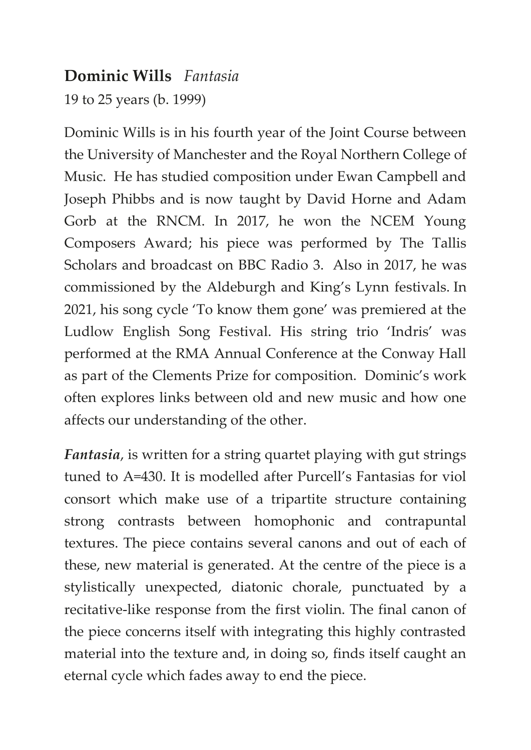**Dominic Wills** *Fantasia*

19 to 25 years (b. 1999)

Dominic Wills is in his fourth year of the Joint Course between the University of Manchester and the Royal Northern College of Music. He has studied composition under Ewan Campbell and Joseph Phibbs and is now taught by David Horne and Adam Gorb at the RNCM. In 2017, he won the NCEM Young Composers Award; his piece was performed by The Tallis Scholars and broadcast on BBC Radio 3. Also in 2017, he was commissioned by the Aldeburgh and King's Lynn festivals. In 2021, his song cycle 'To know them gone' was premiered at the Ludlow English Song Festival. His string trio 'Indris' was performed at the RMA Annual Conference at the Conway Hall as part of the Clements Prize for composition. Dominic's work often explores links between old and new music and how one affects our understanding of the other.

***Fantasia***, is written for a string quartet playing with gut strings tuned to A=430. It is modelled after Purcell's Fantasias for viol consort which make use of a tripartite structure containing strong contrasts between homophonic and contrapuntal textures. The piece contains several canons and out of each of these, new material is generated. At the centre of the piece is a stylistically unexpected, diatonic chorale, punctuated by a recitative-like response from the first violin. The final canon of the piece concerns itself with integrating this highly contrasted material into the texture and, in doing so, finds itself caught an eternal cycle which fades away to end the piece.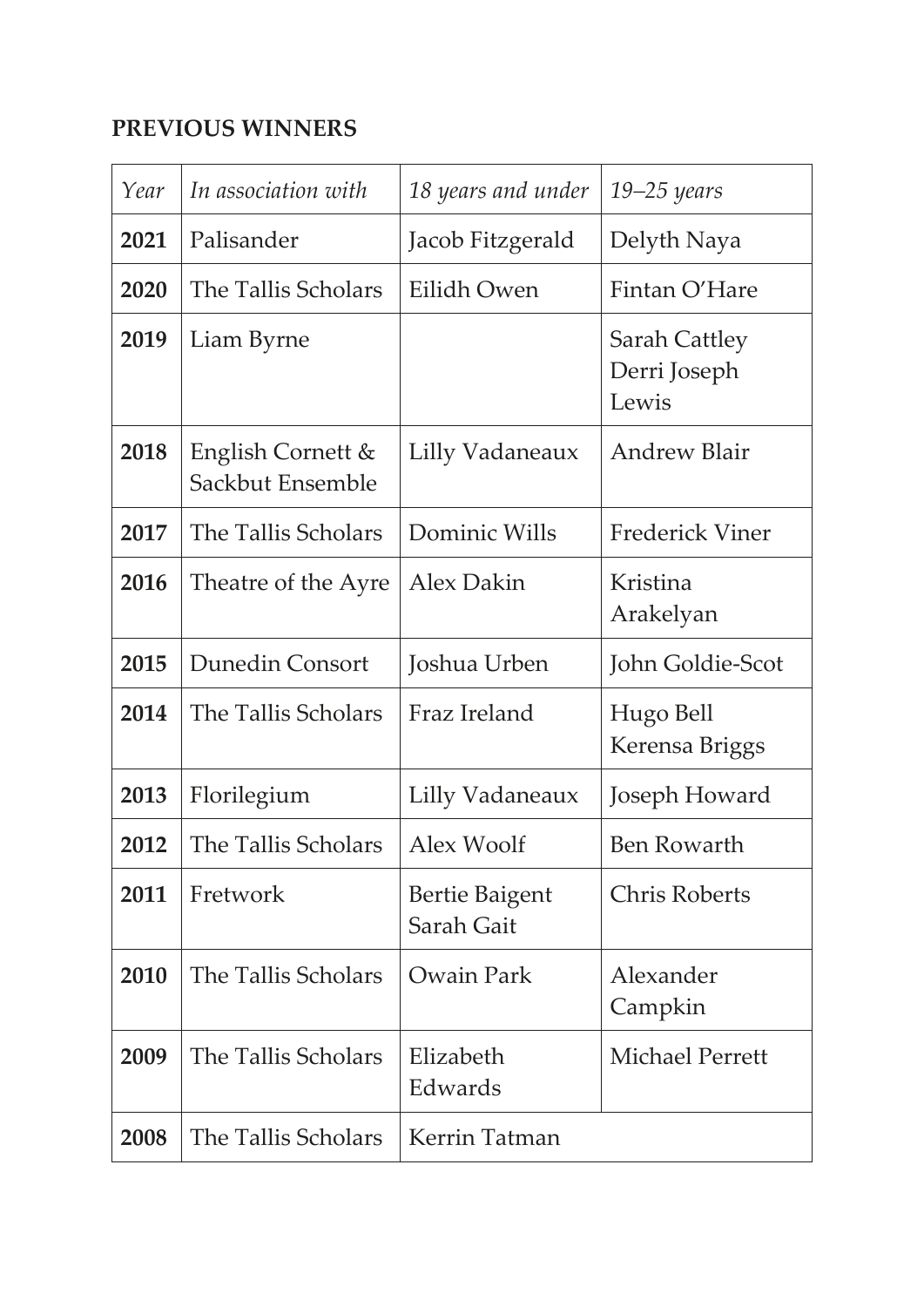## PREVIOUS WINNERS

| *Year* | *In association with* | *18 years and under* | *19–25 years* |
|---|---|---|---|
| **2021** | Palisander | Jacob Fitzgerald | Delyth Naya |
| **2020** | The Tallis Scholars | Eilidh Owen | Fintan O'Hare |
| **2019** | Liam Byrne | | Sarah Cattley<br>Derri Joseph Lewis |
| **2018** | English Cornett & Sackbut Ensemble | Lilly Vadaneaux | Andrew Blair |
| **2017** | The Tallis Scholars | Dominic Wills | Frederick Viner |
| **2016** | Theatre of the Ayre | Alex Dakin | Kristina Arakelyan |
| **2015** | Dunedin Consort | Joshua Urben | John Goldie-Scot |
| **2014** | The Tallis Scholars | Fraz Ireland | Hugo Bell<br>Kerensa Briggs |
| **2013** | Florilegium | Lilly Vadaneaux | Joseph Howard |
| **2012** | The Tallis Scholars | Alex Woolf | Ben Rowarth |
| **2011** | Fretwork | Bertie Baigent<br>Sarah Gait | Chris Roberts |
| **2010** | The Tallis Scholars | Owain Park | Alexander Campkin |
| **2009** | The Tallis Scholars | Elizabeth Edwards | Michael Perrett |
| **2008** | The Tallis Scholars | Kerrin Tatman | |